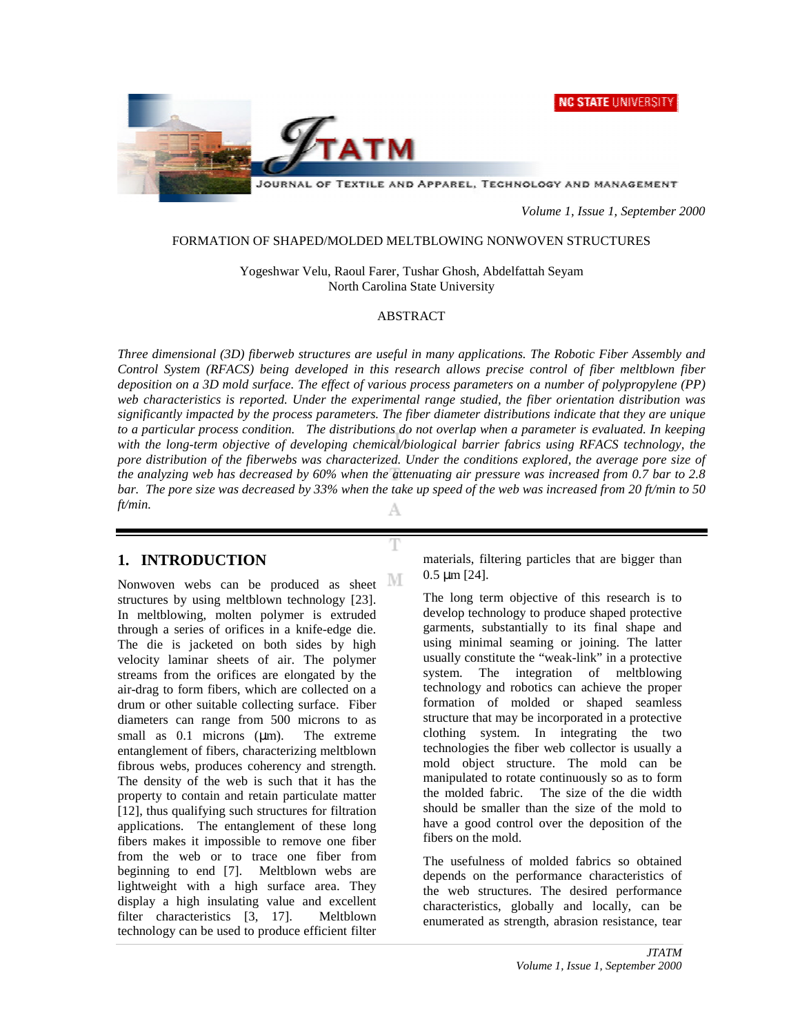# FORMATION OF SHAPED/MOLDED MELTBLOWING NONWOVEN STRUCTURES

Yogeshwar Velu, Raoul Farer, Tushar Ghosh, Abdelfattah Seyam
North Carolina State University

## ABSTRACT

*Three dimensional (3D) fiberweb structures are useful in many applications. The Robotic Fiber Assembly and Control System (RFACS) being developed in this research allows precise control of fiber meltblown fiber deposition on a 3D mold surface. The effect of various process parameters on a number of polypropylene (PP) web characteristics is reported. Under the experimental range studied, the fiber orientation distribution was significantly impacted by the process parameters. The fiber diameter distributions indicate that they are unique to a particular process condition. The distributions do not overlap when a parameter is evaluated. In keeping with the long-term objective of developing chemical/biological barrier fabrics using RFACS technology, the pore distribution of the fiberwebs was characterized. Under the conditions explored, the average pore size of the analyzing web has decreased by 60% when the attenuating air pressure was increased from 0.7 bar to 2.8 bar. The pore size was decreased by 33% when the take up speed of the web was increased from 20 ft/min to 50 ft/min.*

## 1. INTRODUCTION

Nonwoven webs can be produced as sheet structures by using meltblown technology [23]. In meltblowing, molten polymer is extruded through a series of orifices in a knife-edge die. The die is jacketed on both sides by high velocity laminar sheets of air. The polymer streams from the orifices are elongated by the air-drag to form fibers, which are collected on a drum or other suitable collecting surface. Fiber diameters can range from 500 microns to as small as 0.1 microns (μm). The extreme entanglement of fibers, characterizing meltblown fibrous webs, produces coherency and strength. The density of the web is such that it has the property to contain and retain particulate matter [12], thus qualifying such structures for filtration applications. The entanglement of these long fibers makes it impossible to remove one fiber from the web or to trace one fiber from beginning to end [7]. Meltblown webs are lightweight with a high surface area. They display a high insulating value and excellent filter characteristics [3, 17]. Meltblown technology can be used to produce efficient filter materials, filtering particles that are bigger than 0.5 μm [24].

The long term objective of this research is to develop technology to produce shaped protective garments, substantially to its final shape and using minimal seaming or joining. The latter usually constitute the "weak-link" in a protective system. The integration of meltblowing technology and robotics can achieve the proper formation of molded or shaped seamless structure that may be incorporated in a protective clothing system. In integrating the two technologies the fiber web collector is usually a mold object structure. The mold can be manipulated to rotate continuously so as to form the molded fabric. The size of the die width should be smaller than the size of the mold to have a good control over the deposition of the fibers on the mold.

The usefulness of molded fabrics so obtained depends on the performance characteristics of the web structures. The desired performance characteristics, globally and locally, can be enumerated as strength, abrasion resistance, tear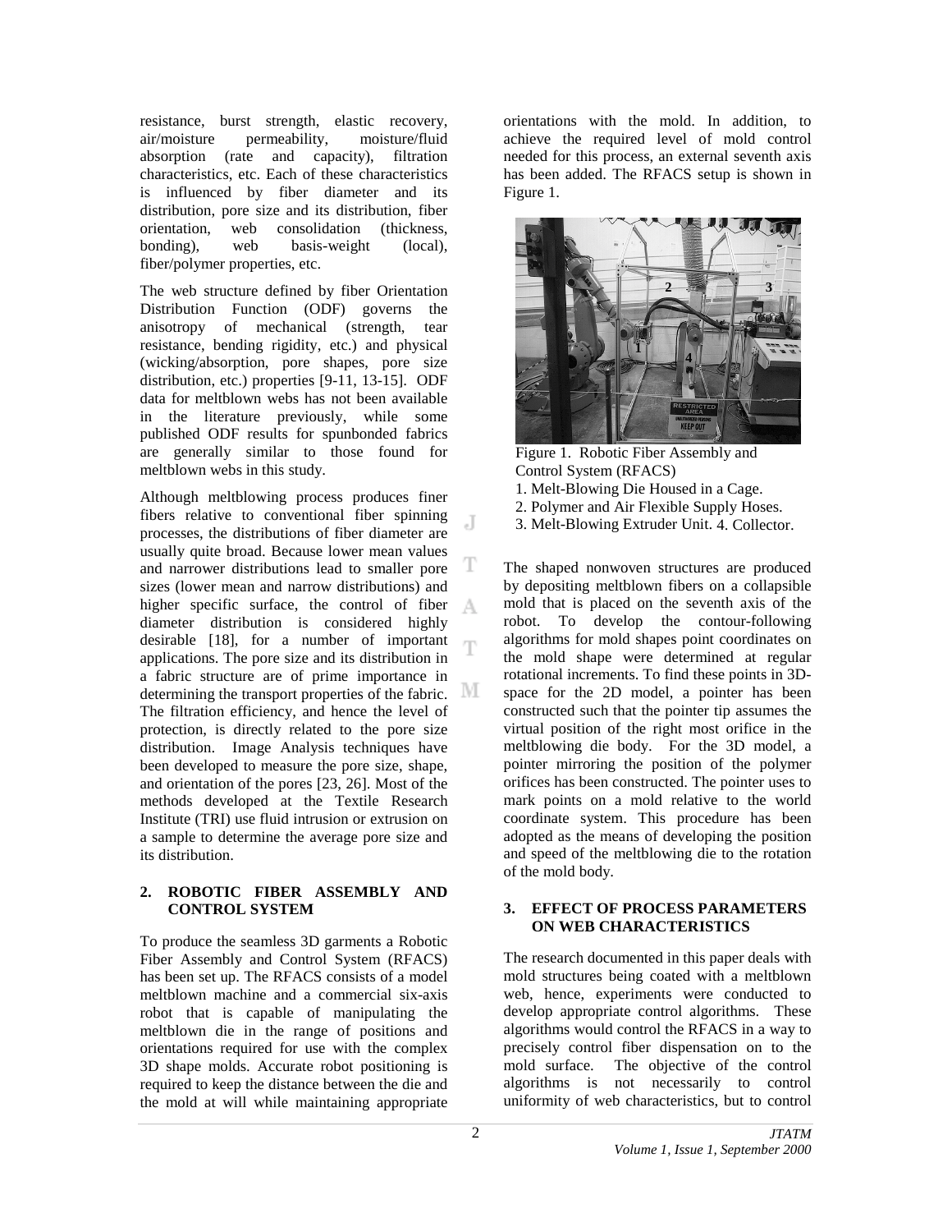resistance, burst strength, elastic recovery, air/moisture permeability, moisture/fluid absorption (rate and capacity), filtration characteristics, etc. Each of these characteristics is influenced by fiber diameter and its distribution, pore size and its distribution, fiber orientation, web consolidation (thickness, bonding), web basis-weight (local), fiber/polymer properties, etc.

The web structure defined by fiber Orientation Distribution Function (ODF) governs the anisotropy of mechanical (strength, tear resistance, bending rigidity, etc.) and physical (wicking/absorption, pore shapes, pore size distribution, etc.) properties [9-11, 13-15]. ODF data for meltblown webs has not been available in the literature previously, while some published ODF results for spunbonded fabrics are generally similar to those found for meltblown webs in this study.

Although meltblowing process produces finer fibers relative to conventional fiber spinning processes, the distributions of fiber diameter are usually quite broad. Because lower mean values and narrower distributions lead to smaller pore sizes (lower mean and narrow distributions) and higher specific surface, the control of fiber diameter distribution is considered highly desirable [18], for a number of important applications. The pore size and its distribution in a fabric structure are of prime importance in determining the transport properties of the fabric. The filtration efficiency, and hence the level of protection, is directly related to the pore size distribution. Image Analysis techniques have been developed to measure the pore size, shape, and orientation of the pores [23, 26]. Most of the methods developed at the Textile Research Institute (TRI) use fluid intrusion or extrusion on a sample to determine the average pore size and its distribution.

## 2. ROBOTIC FIBER ASSEMBLY AND CONTROL SYSTEM

To produce the seamless 3D garments a Robotic Fiber Assembly and Control System (RFACS) has been set up. The RFACS consists of a model meltblown machine and a commercial six-axis robot that is capable of manipulating the meltblown die in the range of positions and orientations required for use with the complex 3D shape molds. Accurate robot positioning is required to keep the distance between the die and the mold at will while maintaining appropriate orientations with the mold. In addition, to achieve the required level of mold control needed for this process, an external seventh axis has been added. The RFACS setup is shown in Figure 1.

Figure 1. Robotic Fiber Assembly and Control System (RFACS)
1. Melt-Blowing Die Housed in a Cage.
2. Polymer and Air Flexible Supply Hoses.
3. Melt-Blowing Extruder Unit. 4. Collector.

The shaped nonwoven structures are produced by depositing meltblown fibers on a collapsible mold that is placed on the seventh axis of the robot. To develop the contour-following algorithms for mold shapes point coordinates on the mold shape were determined at regular rotational increments. To find these points in 3D-space for the 2D model, a pointer has been constructed such that the pointer tip assumes the virtual position of the right most orifice in the meltblowing die body. For the 3D model, a pointer mirroring the position of the polymer orifices has been constructed. The pointer uses to mark points on a mold relative to the world coordinate system. This procedure has been adopted as the means of developing the position and speed of the meltblowing die to the rotation of the mold body.

## 3. EFFECT OF PROCESS PARAMETERS ON WEB CHARACTERISTICS

The research documented in this paper deals with mold structures being coated with a meltblown web, hence, experiments were conducted to develop appropriate control algorithms. These algorithms would control the RFACS in a way to precisely control fiber dispensation on to the mold surface. The objective of the control algorithms is not necessarily to control uniformity of web characteristics, but to control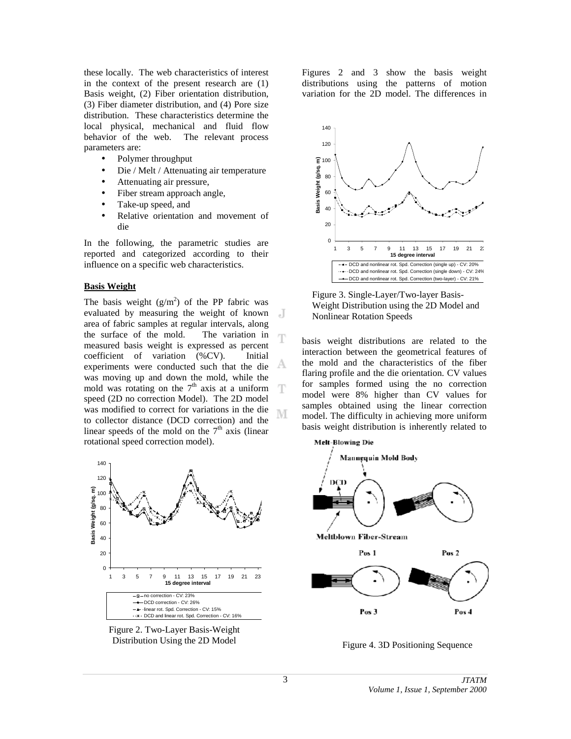these locally. The web characteristics of interest in the context of the present research are (1) Basis weight, (2) Fiber orientation distribution, (3) Fiber diameter distribution, and (4) Pore size distribution. These characteristics determine the local physical, mechanical and fluid flow behavior of the web. The relevant process parameters are:

- Polymer throughput
- Die / Melt / Attenuating air temperature
- Attenuating air pressure,
- Fiber stream approach angle,
- Take-up speed, and
- Relative orientation and movement of die

In the following, the parametric studies are reported and categorized according to their influence on a specific web characteristics.

**Basis Weight**

The basis weight ($g/m^2$) of the PP fabric was evaluated by measuring the weight of known area of fabric samples at regular intervals, along the surface of the mold. The variation in measured basis weight is expressed as percent coefficient of variation (%CV). Initial experiments were conducted such that the die was moving up and down the mold, while the mold was rotating on the $7^{th}$ axis at a uniform speed (2D no correction Model). The 2D model was modified to correct for variations in the die to collector distance (DCD correction) and the linear speeds of the mold on the $7^{th}$ axis (linear rotational speed correction model).

Basis Weight (g/sq. m)
0 20 40 60 80 100 120 140
1 3 5 7 9 11 13 15 17 19 21 23
15 degree interval
no correction - CV: 23%
DCD correction - CV: 26%
linear rot. Spd. Correction - CV: 15%
DCD and linear rot. Spd. Correction - CV: 16%

Figure 2. Two-Layer Basis-Weight Distribution Using the 2D Model

Figures 2 and 3 show the basis weight distributions using the patterns of motion variation for the 2D model. The differences in

Basis Weight (g/sq. m)
0 20 40 60 80 100 120 140
1 3 5 7 9 11 13 15 17 19 21 23
15 degree interval
DCD and nonlinear rot. Spd. Correction (single up) - CV: 20%
DCD and nonlinear rot. Spd. Correction (single down) - CV: 24%
DCD and nonlinear rot. Spd. Correction (two-layer) - CV: 21%

Figure 3. Single-Layer/Two-layer Basis-Weight Distribution using the 2D Model and Nonlinear Rotation Speeds

basis weight distributions are related to the interaction between the geometrical features of the mold and the characteristics of the fiber flaring profile and the die orientation. CV values for samples formed using the no correction model were 8% higher than CV values for samples obtained using the linear correction model. The difficulty in achieving more uniform basis weight distribution is inherently related to

Melt-Blowing Die
Mannequin Mold Body
DCD
Meltblown Fiber-Stream
Pos 1
Pos 2
Pos 3
Pos 4

Figure 4. 3D Positioning Sequence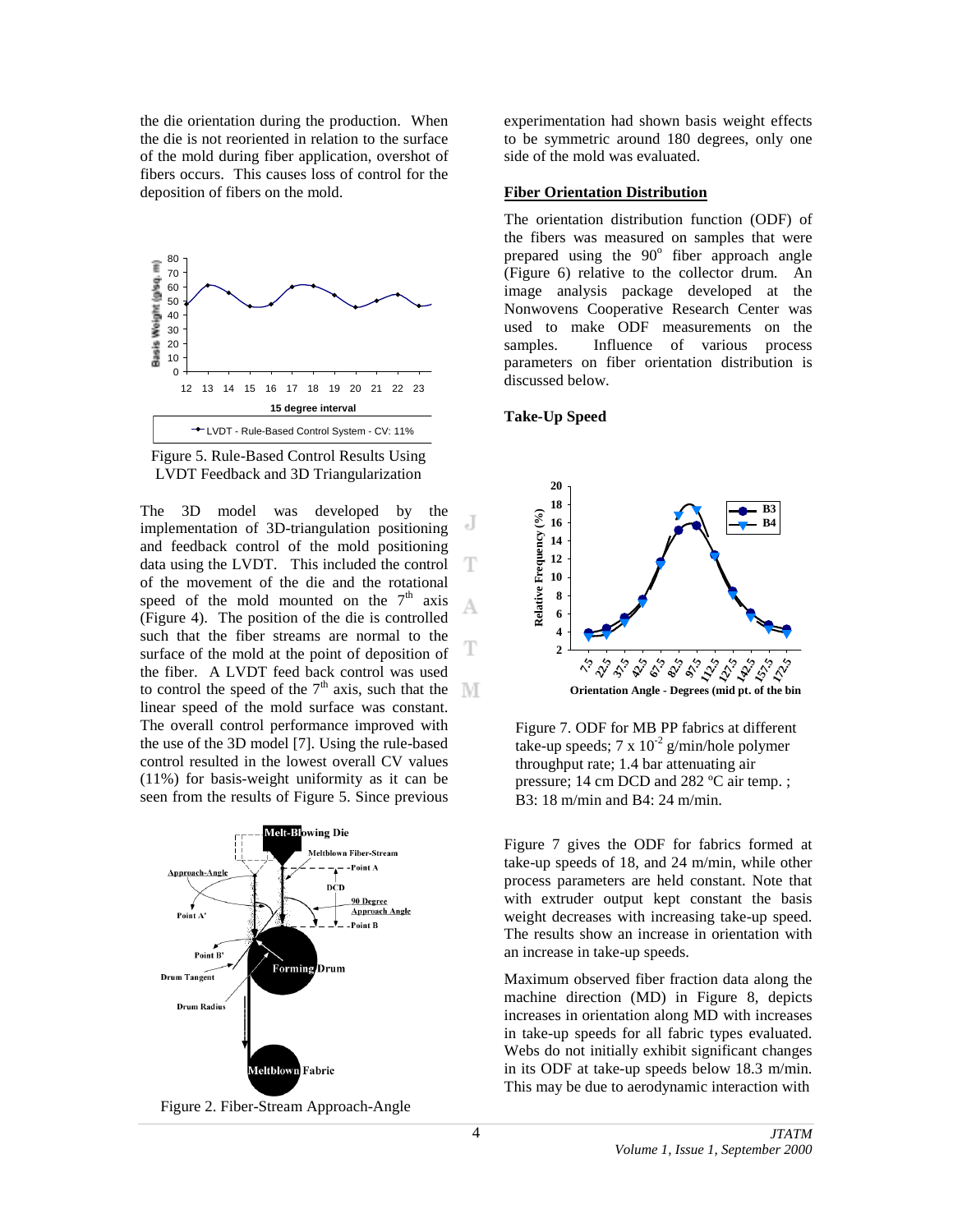the die orientation during the production. When the die is not reoriented in relation to the surface of the mold during fiber application, overshot of fibers occurs. This causes loss of control for the deposition of fibers on the mold.

Basis Weight (g/sq. m)

80
70
60
50
40
30
20
10
0

12 13 14 15 16 17 18 19 20 21 22 23

15 degree interval

LVDT - Rule-Based Control System - CV: 11%

Figure 5. Rule-Based Control Results Using LVDT Feedback and 3D Triangularization

The 3D model was developed by the implementation of 3D-triangulation positioning and feedback control of the mold positioning data using the LVDT. This included the control of the movement of the die and the rotational speed of the mold mounted on the $7^{th}$ axis (Figure 4). The position of the die is controlled such that the fiber streams are normal to the surface of the mold at the point of deposition of the fiber. A LVDT feed back control was used to control the speed of the $7^{th}$ axis, such that the linear speed of the mold surface was constant. The overall control performance improved with the use of the 3D model [7]. Using the rule-based control resulted in the lowest overall CV values (11%) for basis-weight uniformity as it can be seen from the results of Figure 5. Since previous experimentation had shown basis weight effects to be symmetric around 180 degrees, only one side of the mold was evaluated.

Melt-Blowing Die
Meltblown Fiber-Stream
Point A
Approach-Angle
DCD
90 Degree Approach Angle
Point A'
Point B
Point B'
Forming Drum
Drum Tangent
Drum Radius
Meltblown Fabric

Figure 2. Fiber-Stream Approach-Angle

## Fiber Orientation Distribution

The orientation distribution function (ODF) of the fibers was measured on samples that were prepared using the 90° fiber approach angle (Figure 6) relative to the collector drum. An image analysis package developed at the Nonwovens Cooperative Research Center was used to make ODF measurements on the samples. Influence of various process parameters on fiber orientation distribution is discussed below.

### Take-Up Speed

Relative Frequency (%)

20
18
16
14
12
10
8
6
4
2

B3
B4

7.5 22.5 37.5 42.5 67.5 82.5 97.5 112.5 127.5 142.5 157.5 172.5

Orientation Angle - Degrees (mid pt. of the bin

Figure 7. ODF for MB PP fabrics at different take-up speeds; $7 \times 10^{-2}$ g/min/hole polymer throughput rate; 1.4 bar attenuating air pressure; 14 cm DCD and 282 ºC air temp. ; B3: 18 m/min and B4: 24 m/min.

Figure 7 gives the ODF for fabrics formed at take-up speeds of 18, and 24 m/min, while other process parameters are held constant. Note that with extruder output kept constant the basis weight decreases with increasing take-up speed. The results show an increase in orientation with an increase in take-up speeds.

Maximum observed fiber fraction data along the machine direction (MD) in Figure 8, depicts increases in orientation along MD with increases in take-up speeds for all fabric types evaluated. Webs do not initially exhibit significant changes in its ODF at take-up speeds below 18.3 m/min. This may be due to aerodynamic interaction with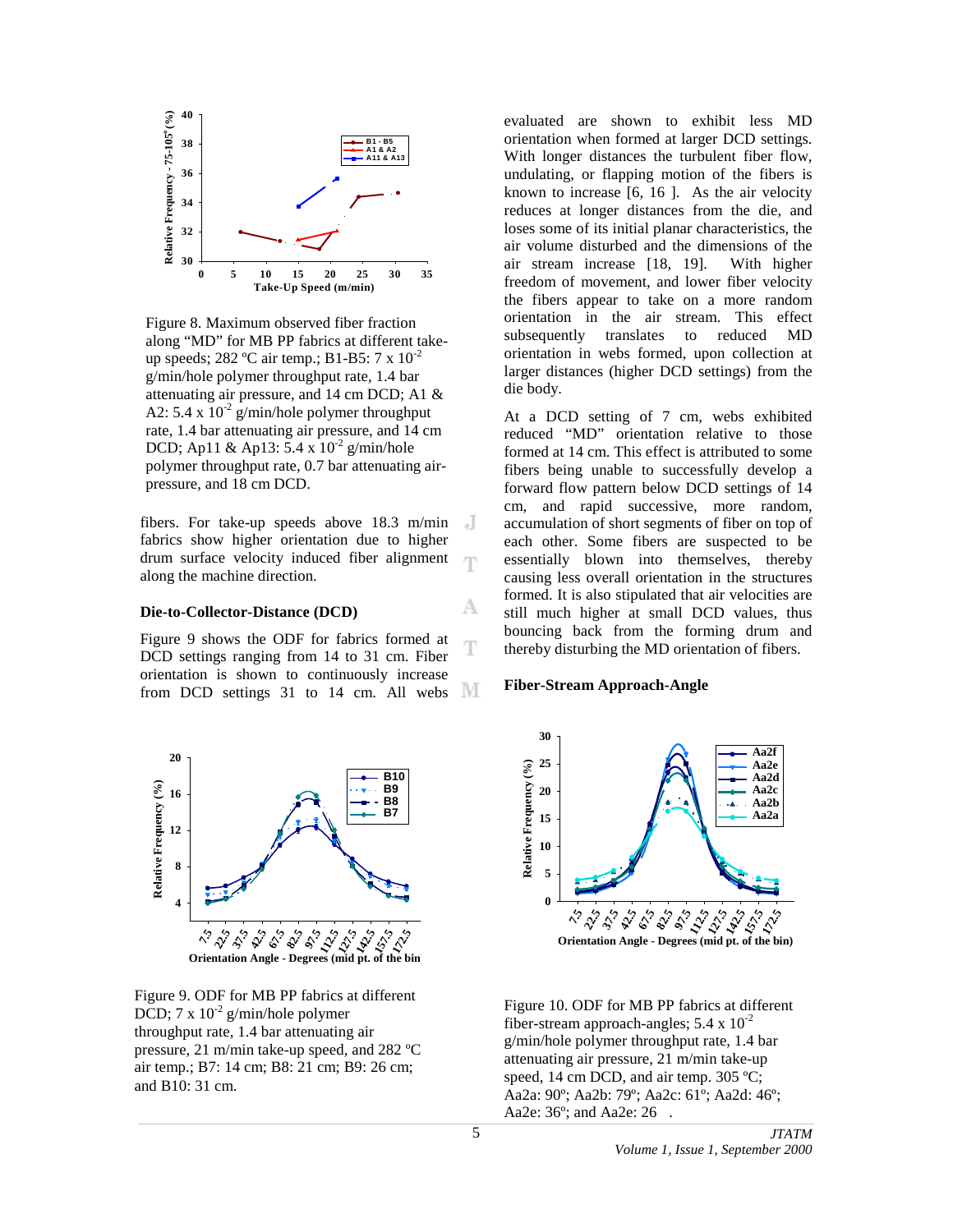Relative Frequency - 75-105° (%)

40
38
36
34
32
30

0 5 10 15 20 25 30 35

Take-Up Speed (m/min)

B1 - B5
A1 & A2
A11 & A13

Figure 8. Maximum observed fiber fraction along "MD" for MB PP fabrics at different take-up speeds; 282 ºC air temp.; B1-B5: 7 x $10^{-2}$ g/min/hole polymer throughput rate, 1.4 bar attenuating air pressure, and 14 cm DCD; A1 & A2: 5.4 x $10^{-2}$ g/min/hole polymer throughput rate, 1.4 bar attenuating air pressure, and 14 cm DCD; Ap11 & Ap13: 5.4 x $10^{-2}$ g/min/hole polymer throughput rate, 0.7 bar attenuating air-pressure, and 18 cm DCD.

fibers. For take-up speeds above 18.3 m/min fabrics show higher orientation due to higher drum surface velocity induced fiber alignment along the machine direction.

### Die-to-Collector-Distance (DCD)

Figure 9 shows the ODF for fabrics formed at DCD settings ranging from 14 to 31 cm. Fiber orientation is shown to continuously increase from DCD settings 31 to 14 cm. All webs evaluated are shown to exhibit less MD orientation when formed at larger DCD settings. With longer distances the turbulent fiber flow, undulating, or flapping motion of the fibers is known to increase [6, 16 ]. As the air velocity reduces at longer distances from the die, and loses some of its initial planar characteristics, the air volume disturbed and the dimensions of the air stream increase [18, 19]. With higher freedom of movement, and lower fiber velocity the fibers appear to take on a more random orientation in the air stream. This effect subsequently translates to reduced MD orientation in webs formed, upon collection at larger distances (higher DCD settings) from the die body.

At a DCD setting of 7 cm, webs exhibited reduced "MD" orientation relative to those formed at 14 cm. This effect is attributed to some fibers being unable to successfully develop a forward flow pattern below DCD settings of 14 cm, and rapid successive, more random, accumulation of short segments of fiber on top of each other. Some fibers are suspected to be essentially blown into themselves, thereby causing less overall orientation in the structures formed. It is also stipulated that air velocities are still much higher at small DCD values, thus bouncing back from the forming drum and thereby disturbing the MD orientation of fibers.

Relative Frequency (%)

20
16
12
8
4

7.5 22.5 37.5 42.5 67.5 82.5 97.5 112.5 127.5 142.5 157.5 172.5

Orientation Angle - Degrees (mid pt. of the bin

B10
B9
B8
B7

Figure 9. ODF for MB PP fabrics at different DCD; 7 x $10^{-2}$ g/min/hole polymer throughput rate, 1.4 bar attenuating air pressure, 21 m/min take-up speed, and 282 ºC air temp.; B7: 14 cm; B8: 21 cm; B9: 26 cm; and B10: 31 cm.

### Fiber-Stream Approach-Angle

Relative Frequency (%)

30
25
20
15
10
5
0

7.5 22.5 37.5 42.5 67.5 82.5 97.5 112.5 127.5 142.5 157.5 172.5

Orientation Angle - Degrees (mid pt. of the bin)

Aa2f
Aa2e
Aa2d
Aa2c
Aa2b
Aa2a

Figure 10. ODF for MB PP fabrics at different fiber-stream approach-angles; 5.4 x $10^{-2}$ g/min/hole polymer throughput rate, 1.4 bar attenuating air pressure, 21 m/min take-up speed, 14 cm DCD, and air temp. 305 ºC; Aa2a: 90º; Aa2b: 79º; Aa2c: 61º; Aa2d: 46º; Aa2e: 36º; and Aa2e: 26 .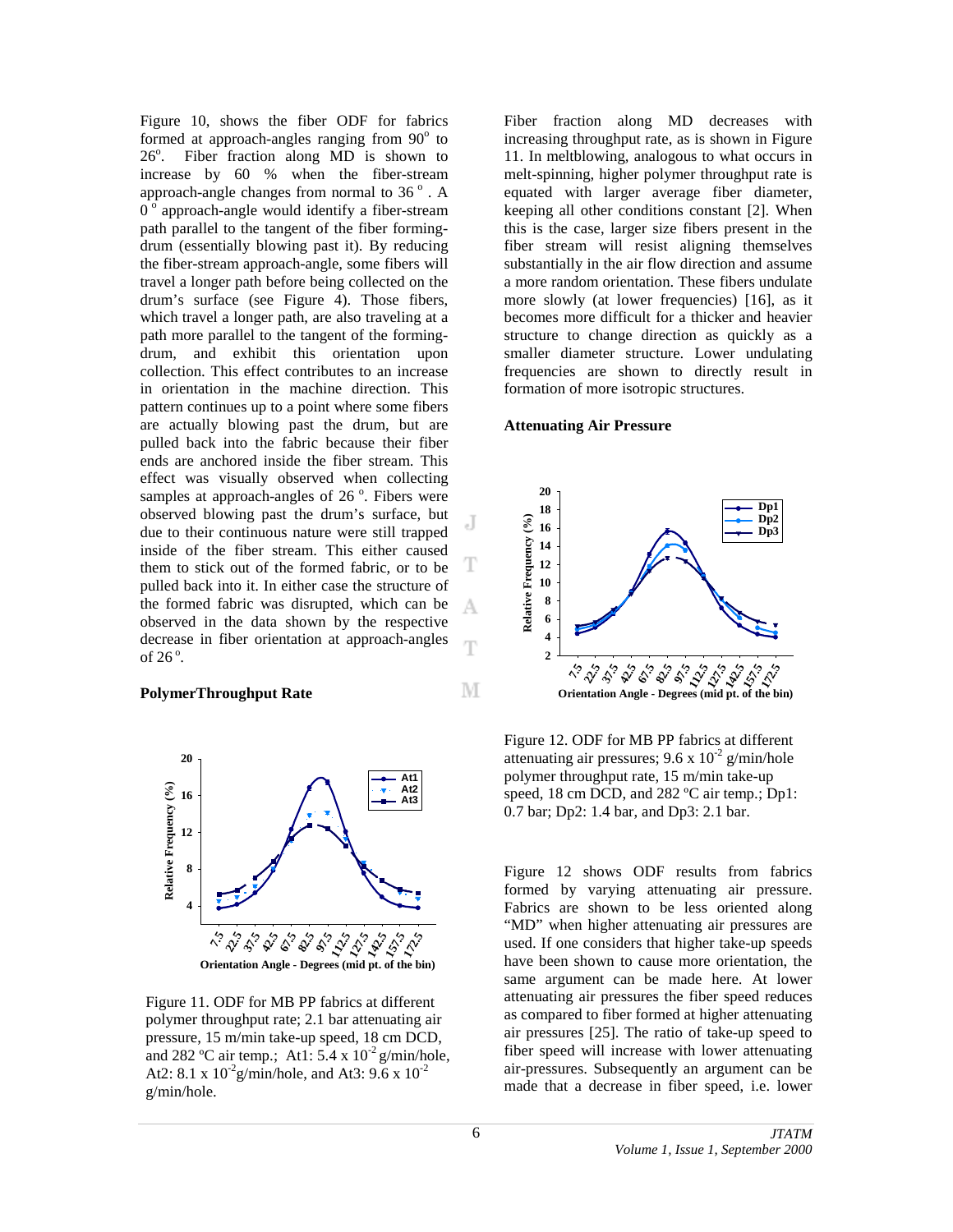Figure 10, shows the fiber ODF for fabrics formed at approach-angles ranging from 90° to 26°. Fiber fraction along MD is shown to increase by 60 % when the fiber-stream approach-angle changes from normal to 36°. A 0° approach-angle would identify a fiber-stream path parallel to the tangent of the fiber forming-drum (essentially blowing past it). By reducing the fiber-stream approach-angle, some fibers will travel a longer path before being collected on the drum's surface (see Figure 4). Those fibers, which travel a longer path, are also traveling at a path more parallel to the tangent of the forming-drum, and exhibit this orientation upon collection. This effect contributes to an increase in orientation in the machine direction. This pattern continues up to a point where some fibers are actually blowing past the drum, but are pulled back into the fabric because their fiber ends are anchored inside the fiber stream. This effect was visually observed when collecting samples at approach-angles of 26°. Fibers were observed blowing past the drum's surface, but due to their continuous nature were still trapped inside of the fiber stream. This either caused them to stick out of the formed fabric, or to be pulled back into it. In either case the structure of the formed fabric was disrupted, which can be observed in the data shown by the respective decrease in fiber orientation at approach-angles of 26°.

**PolymerThroughput Rate**

20
16
12
8
4
Relative Frequency (%)
At1
At2
At3
7.5 22.5 37.5 42.5 67.5 82.5 97.5 112.5 127.5 142.5 157.5 172.5
Orientation Angle - Degrees (mid pt. of the bin)

Figure 11. ODF for MB PP fabrics at different polymer throughput rate; 2.1 bar attenuating air pressure, 15 m/min take-up speed, 18 cm DCD, and 282 ºC air temp.; At1: 5.4 x $10^{-2}$ g/min/hole, At2: 8.1 x $10^{-2}$g/min/hole, and At3: 9.6 x $10^{-2}$ g/min/hole.

Fiber fraction along MD decreases with increasing throughput rate, as is shown in Figure 11. In meltblowing, analogous to what occurs in melt-spinning, higher polymer throughput rate is equated with larger average fiber diameter, keeping all other conditions constant [2]. When this is the case, larger size fibers present in the fiber stream will resist aligning themselves substantially in the air flow direction and assume a more random orientation. These fibers undulate more slowly (at lower frequencies) [16], as it becomes more difficult for a thicker and heavier structure to change direction as quickly as a smaller diameter structure. Lower undulating frequencies are shown to directly result in formation of more isotropic structures.

**Attenuating Air Pressure**

20
18
16
14
12
10
8
6
4
2
Relative Frequency (%)
Dp1
Dp2
Dp3
7.5 22.5 37.5 42.5 67.5 82.5 97.5 112.5 127.5 142.5 157.5 172.5
Orientation Angle - Degrees (mid pt. of the bin)

Figure 12. ODF for MB PP fabrics at different attenuating air pressures; 9.6 x $10^{-2}$ g/min/hole polymer throughput rate, 15 m/min take-up speed, 18 cm DCD, and 282 ºC air temp.; Dp1: 0.7 bar; Dp2: 1.4 bar, and Dp3: 2.1 bar.

Figure 12 shows ODF results from fabrics formed by varying attenuating air pressure. Fabrics are shown to be less oriented along "MD" when higher attenuating air pressures are used. If one considers that higher take-up speeds have been shown to cause more orientation, the same argument can be made here. At lower attenuating air pressures the fiber speed reduces as compared to fiber formed at higher attenuating air pressures [25]. The ratio of take-up speed to fiber speed will increase with lower attenuating air-pressures. Subsequently an argument can be made that a decrease in fiber speed, i.e. lower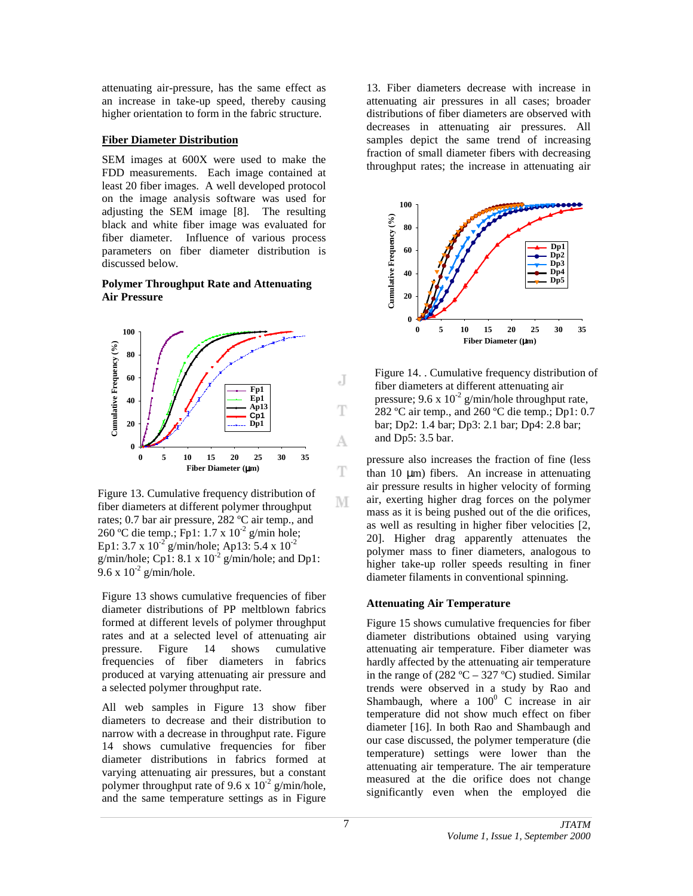attenuating air-pressure, has the same effect as an increase in take-up speed, thereby causing higher orientation to form in the fabric structure.

## Fiber Diameter Distribution

SEM images at 600X were used to make the FDD measurements. Each image contained at least 20 fiber images. A well developed protocol on the image analysis software was used for adjusting the SEM image [8]. The resulting black and white fiber image was evaluated for fiber diameter. Influence of various process parameters on fiber diameter distribution is discussed below.

### Polymer Throughput Rate and Attenuating Air Pressure

Cumulative Frequency (%)
100
80
60
40
20
0
0 5 10 15 20 25 30 35
Fiber Diameter (μm)
Fp1
Ep1
Ap13
Cp1
Dp1

Figure 13. Cumulative frequency distribution of fiber diameters at different polymer throughput rates; 0.7 bar air pressure, 282 ºC air temp., and 260 ºC die temp.; Fp1: 1.7 x $10^{-2}$ g/min hole; Ep1: 3.7 x $10^{-2}$ g/min/hole; Ap13: 5.4 x $10^{-2}$ g/min/hole; Cp1: 8.1 x $10^{-2}$ g/min/hole; and Dp1: 9.6 x $10^{-2}$ g/min/hole.

Figure 13 shows cumulative frequencies of fiber diameter distributions of PP meltblown fabrics formed at different levels of polymer throughput rates and at a selected level of attenuating air pressure. Figure 14 shows cumulative frequencies of fiber diameters in fabrics produced at varying attenuating air pressure and a selected polymer throughput rate.

All web samples in Figure 13 show fiber diameters to decrease and their distribution to narrow with a decrease in throughput rate. Figure 14 shows cumulative frequencies for fiber diameter distributions in fabrics formed at varying attenuating air pressures, but a constant polymer throughput rate of 9.6 x $10^{-2}$ g/min/hole, and the same temperature settings as in Figure 13. Fiber diameters decrease with increase in attenuating air pressures in all cases; broader distributions of fiber diameters are observed with decreases in attenuating air pressures. All samples depict the same trend of increasing fraction of small diameter fibers with decreasing throughput rates; the increase in attenuating air

Cumulative Frequency (%)
100
80
60
40
20
0
0 5 10 15 20 25 30 35
Fiber Diameter (μm)
Dp1
Dp2
Dp3
Dp4
Dp5

Figure 14. . Cumulative frequency distribution of fiber diameters at different attenuating air pressure; 9.6 x $10^{-2}$ g/min/hole throughput rate, 282 ºC air temp., and 260 ºC die temp.; Dp1: 0.7 bar; Dp2: 1.4 bar; Dp3: 2.1 bar; Dp4: 2.8 bar; and Dp5: 3.5 bar.

pressure also increases the fraction of fine (less than 10 μm) fibers. An increase in attenuating air pressure results in higher velocity of forming air, exerting higher drag forces on the polymer mass as it is being pushed out of the die orifices, as well as resulting in higher fiber velocities [2, 20]. Higher drag apparently attenuates the polymer mass to finer diameters, analogous to higher take-up roller speeds resulting in finer diameter filaments in conventional spinning.

### Attenuating Air Temperature

Figure 15 shows cumulative frequencies for fiber diameter distributions obtained using varying attenuating air temperature. Fiber diameter was hardly affected by the attenuating air temperature in the range of (282 ºC – 327 ºC) studied. Similar trends were observed in a study by Rao and Shambaugh, where a $100^{0}$ C increase in air temperature did not show much effect on fiber diameter [16]. In both Rao and Shambaugh and our case discussed, the polymer temperature (die temperature) settings were lower than the attenuating air temperature. The air temperature measured at the die orifice does not change significantly even when the employed die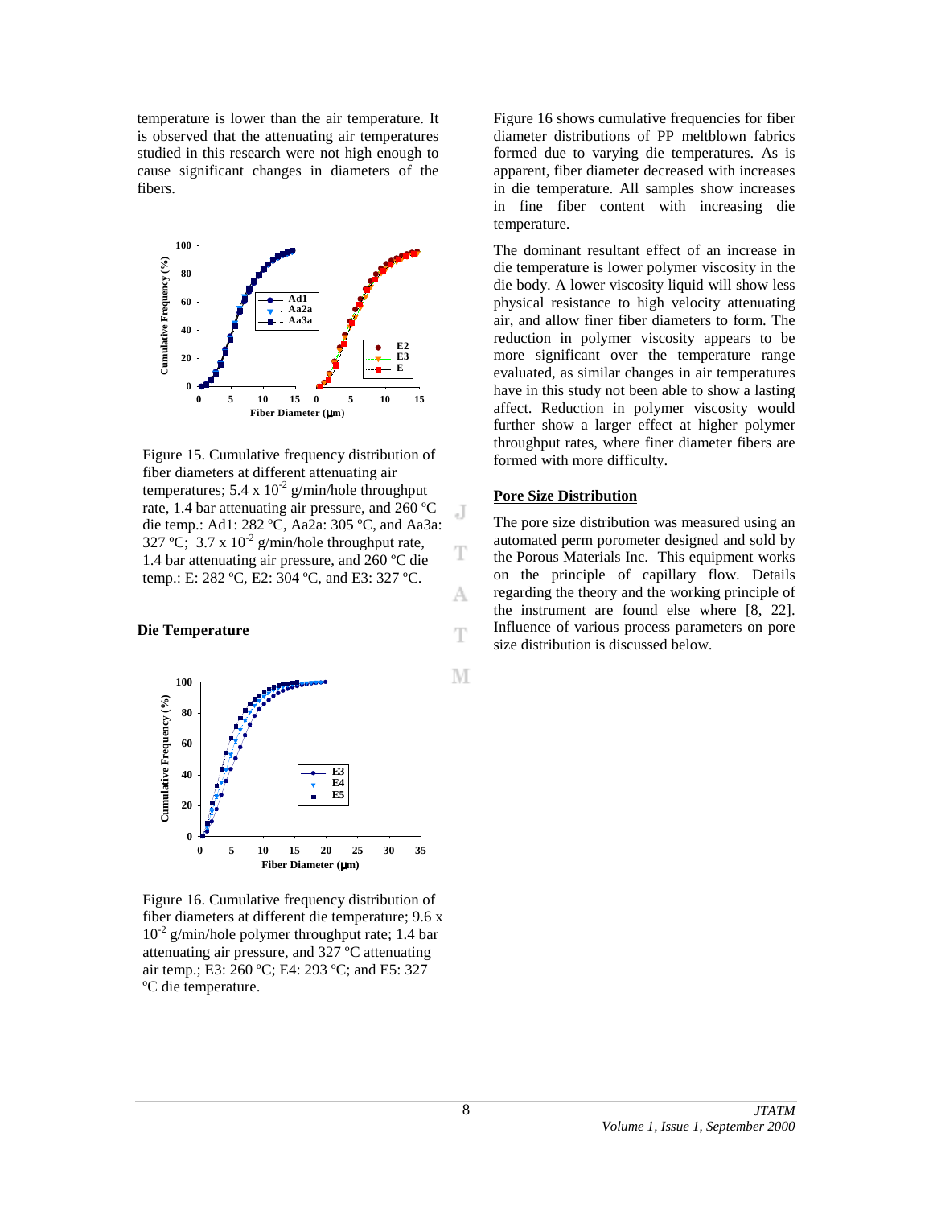temperature is lower than the air temperature. It is observed that the attenuating air temperatures studied in this research were not high enough to cause significant changes in diameters of the fibers.

100
80
60
40
20
0
Cumulative Frequency (%)
0 5 10 15 0 5 10 15
Fiber Diameter (μm)
Ad1
Aa2a
Aa3a
E2
E3
E

Figure 15. Cumulative frequency distribution of fiber diameters at different attenuating air temperatures; 5.4 x $10^{-2}$ g/min/hole throughput rate, 1.4 bar attenuating air pressure, and 260 ºC die temp.: Ad1: 282 ºC, Aa2a: 305 ºC, and Aa3a: 327 ºC; 3.7 x $10^{-2}$ g/min/hole throughput rate, 1.4 bar attenuating air pressure, and 260 ºC die temp.: E: 282 ºC, E2: 304 ºC, and E3: 327 ºC.

## Die Temperature

100
80
60
40
20
0
Cumulative Frequency (%)
0 5 10 15 20 25 30 35
Fiber Diameter (μm)
E3
E4
E5

Figure 16. Cumulative frequency distribution of fiber diameters at different die temperature; 9.6 x $10^{-2}$ g/min/hole polymer throughput rate; 1.4 bar attenuating air pressure, and 327 ºC attenuating air temp.; E3: 260 ºC; E4: 293 ºC; and E5: 327 ºC die temperature.

Figure 16 shows cumulative frequencies for fiber diameter distributions of PP meltblown fabrics formed due to varying die temperatures. As is apparent, fiber diameter decreased with increases in die temperature. All samples show increases in fine fiber content with increasing die temperature.

The dominant resultant effect of an increase in die temperature is lower polymer viscosity in the die body. A lower viscosity liquid will show less physical resistance to high velocity attenuating air, and allow finer fiber diameters to form. The reduction in polymer viscosity appears to be more significant over the temperature range evaluated, as similar changes in air temperatures have in this study not been able to show a lasting affect. Reduction in polymer viscosity would further show a larger effect at higher polymer throughput rates, where finer diameter fibers are formed with more difficulty.

## Pore Size Distribution

The pore size distribution was measured using an automated perm porometer designed and sold by the Porous Materials Inc. This equipment works on the principle of capillary flow. Details regarding the theory and the working principle of the instrument are found else where [8, 22]. Influence of various process parameters on pore size distribution is discussed below.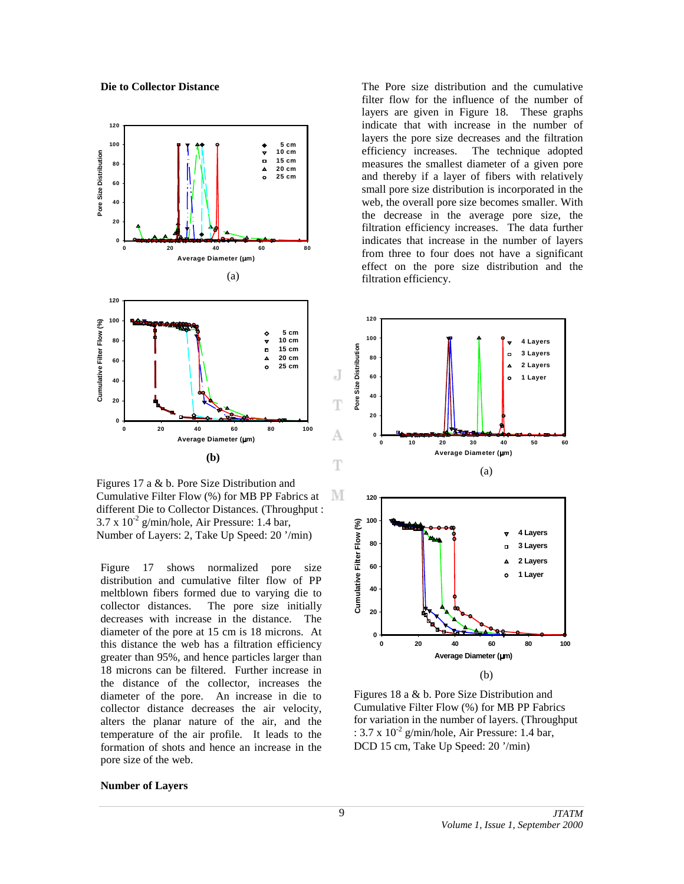### Die to Collector Distance

Pore Size Distribution

120
100
80
60
40
20
0

0 20 40 60 80

Average Diameter (μm)

5 cm
10 cm
15 cm
20 cm
25 cm

(a)

Cumulative Filter Flow (%)

120
100
80
60
40
20
0

0 20 40 60 80 100

Average Diameter (μm)

5 cm
10 cm
15 cm
20 cm
25 cm

**(b)**

Figures 17 a & b. Pore Size Distribution and Cumulative Filter Flow (%) for MB PP Fabrics at different Die to Collector Distances. (Throughput : 3.7 x $10^{-2}$ g/min/hole, Air Pressure: 1.4 bar, Number of Layers: 2, Take Up Speed: 20 '/min)

Figure 17 shows normalized pore size distribution and cumulative filter flow of PP meltblown fibers formed due to varying die to collector distances. The pore size initially decreases with increase in the distance. The diameter of the pore at 15 cm is 18 microns. At this distance the web has a filtration efficiency greater than 95%, and hence particles larger than 18 microns can be filtered. Further increase in the distance of the collector, increases the diameter of the pore. An increase in die to collector distance decreases the air velocity, alters the planar nature of the air, and the temperature of the air profile. It leads to the formation of shots and hence an increase in the pore size of the web.

### Number of Layers

The Pore size distribution and the cumulative filter flow for the influence of the number of layers are given in Figure 18. These graphs indicate that with increase in the number of layers the pore size decreases and the filtration efficiency increases. The technique adopted measures the smallest diameter of a given pore and thereby if a layer of fibers with relatively small pore size distribution is incorporated in the web, the overall pore size becomes smaller. With the decrease in the average pore size, the filtration efficiency increases. The data further indicates that increase in the number of layers from three to four does not have a significant effect on the pore size distribution and the filtration efficiency.

Pore Size Distribution

120
100
80
60
40
20
0

0 10 20 30 40 50 60

Average Diameter (μm)

4 Layers
3 Layers
2 Layers
1 Layer

(a)

Cumulative Filter Flow (%)

120
100
80
60
40
20
0

0 20 40 60 80 100

Average Diameter (μm)

4 Layers
3 Layers
2 Layers
1 Layer

(b)

Figures 18 a & b. Pore Size Distribution and Cumulative Filter Flow (%) for MB PP Fabrics for variation in the number of layers. (Throughput : 3.7 x $10^{-2}$ g/min/hole, Air Pressure: 1.4 bar, DCD 15 cm, Take Up Speed: 20 '/min)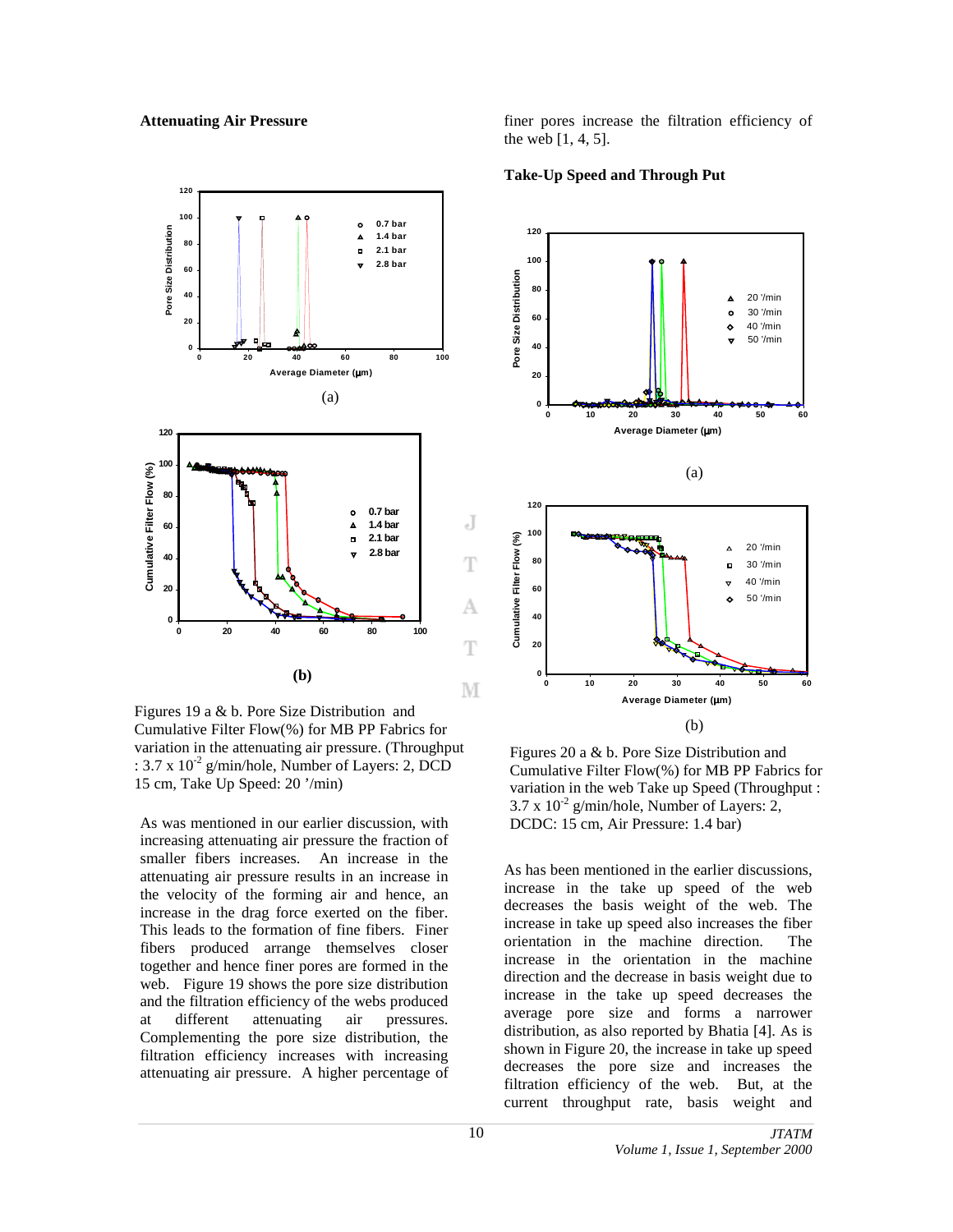### Attenuating Air Pressure

120
100
80
60
40
20
0
0 20 40 60 80 100
Pore Size Distribution
Average Diameter (μm)
0.7 bar
1.4 bar
2.1 bar
2.8 bar

(a)

120
100
80
60
40
20
0
0 20 40 60 80 100
Cumulative Filter Flow (%)
0.7 bar
1.4 bar
2.1 bar
2.8 bar

**(b)**

Figures 19 a & b. Pore Size Distribution and Cumulative Filter Flow(%) for MB PP Fabrics for variation in the attenuating air pressure. (Throughput : $3.7 \times 10^{-2}$ g/min/hole, Number of Layers: 2, DCD 15 cm, Take Up Speed: 20 '/min)

As was mentioned in our earlier discussion, with increasing attenuating air pressure the fraction of smaller fibers increases. An increase in the attenuating air pressure results in an increase in the velocity of the forming air and hence, an increase in the drag force exerted on the fiber. This leads to the formation of fine fibers. Finer fibers produced arrange themselves closer together and hence finer pores are formed in the web. Figure 19 shows the pore size distribution and the filtration efficiency of the webs produced at different attenuating air pressures. Complementing the pore size distribution, the filtration efficiency increases with increasing attenuating air pressure. A higher percentage of finer pores increase the filtration efficiency of the web [1, 4, 5].

### Take-Up Speed and Through Put

120
100
80
60
40
20
0
0 10 20 30 40 50 60
Pore Size Distribution
Average Diameter (μm)
20 '/min
30 '/min
40 '/min
50 '/min

(a)

120
100
80
60
40
20
0
0 10 20 30 40 50 60
Cumulative Filter Flow (%)
Average Diameter (μm)
20 '/min
30 '/min
40 '/min
50 '/min

(b)

Figures 20 a & b. Pore Size Distribution and Cumulative Filter Flow(%) for MB PP Fabrics for variation in the web Take up Speed (Throughput : $3.7 \times 10^{-2}$ g/min/hole, Number of Layers: 2, DCDC: 15 cm, Air Pressure: 1.4 bar)

As has been mentioned in the earlier discussions, increase in the take up speed of the web decreases the basis weight of the web. The increase in take up speed also increases the fiber orientation in the machine direction. The increase in the orientation in the machine direction and the decrease in basis weight due to increase in the take up speed decreases the average pore size and forms a narrower distribution, as also reported by Bhatia [4]. As is shown in Figure 20, the increase in take up speed decreases the pore size and increases the filtration efficiency of the web. But, at the current throughput rate, basis weight and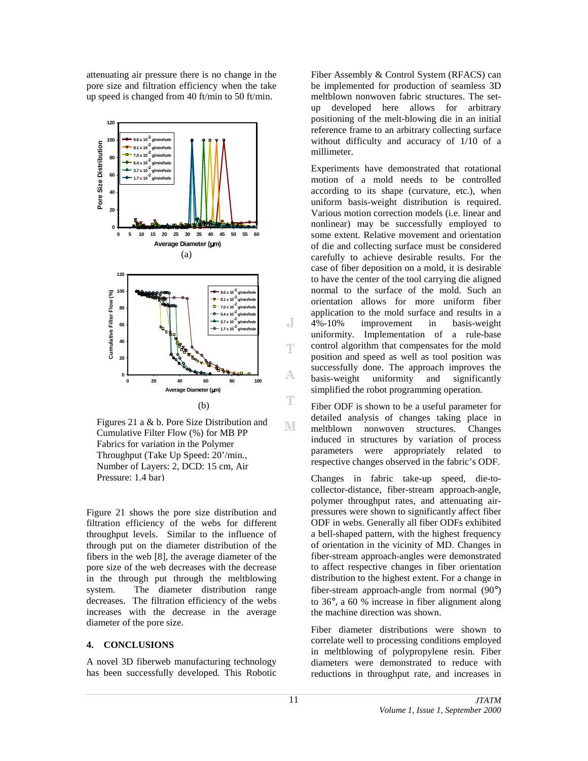attenuating air pressure there is no change in the pore size and filtration efficiency when the take up speed is changed from 40 ft/min to 50 ft/min.

Pore Size Distribution
Average Diameter (μm)
120
100
80
60
40
20
0
0 5 10 15 20 25 30 35 40 45 50 55 60
$9.6 \times 10^{-2}$ g/min/hole
$8.1 \times 10^{-2}$ g/min/hole
$7.0 \times 10^{-2}$ g/min/hole
$5.4 \times 10^{-2}$ g/min/hole
$3.7 \times 10^{-2}$ g/min/hole
$1.7 \times 10^{-2}$ g/min/hole

(a)

Cumulative Filter Flow (%)
Average Diameter (μm)
120
100
80
60
40
20
0
0 20 40 60 80 100
$9.6 \times 10^{-2}$ g/min/hole
$8.1 \times 10^{-2}$ g/min/hole
$7.0 \times 10^{-2}$ g/min/hole
$5.4 \times 10^{-2}$ g/min/hole
$3.7 \times 10^{-2}$ g/min/hole
$1.7 \times 10^{-2}$ g/min/hole

(b)

Figures 21 a & b. Pore Size Distribution and Cumulative Filter Flow (%) for MB PP Fabrics for variation in the Polymer Throughput (Take Up Speed: 20'/min., Number of Layers: 2, DCD: 15 cm, Air Pressure: 1.4 bar)

Figure 21 shows the pore size distribution and filtration efficiency of the webs for different throughput levels. Similar to the influence of through put on the diameter distribution of the fibers in the web [8], the average diameter of the pore size of the web decreases with the decrease in the through put through the meltblowing system. The diameter distribution range decreases. The filtration efficiency of the webs increases with the decrease in the average diameter of the pore size.

## 4. CONCLUSIONS

A novel 3D fiberweb manufacturing technology has been successfully developed. This Robotic Fiber Assembly & Control System (RFACS) can be implemented for production of seamless 3D meltblown nonwoven fabric structures. The set-up developed here allows for arbitrary positioning of the melt-blowing die in an initial reference frame to an arbitrary collecting surface without difficulty and accuracy of 1/10 of a millimeter.

Experiments have demonstrated that rotational motion of a mold needs to be controlled according to its shape (curvature, etc.), when uniform basis-weight distribution is required. Various motion correction models (i.e. linear and nonlinear) may be successfully employed to some extent. Relative movement and orientation of die and collecting surface must be considered carefully to achieve desirable results. For the case of fiber deposition on a mold, it is desirable to have the center of the tool carrying die aligned normal to the surface of the mold. Such an orientation allows for more uniform fiber application to the mold surface and results in a 4%-10% improvement in basis-weight uniformity. Implementation of a rule-base control algorithm that compensates for the mold position and speed as well as tool position was successfully done. The approach improves the basis-weight uniformity and significantly simplified the robot programming operation.

Fiber ODF is shown to be a useful parameter for detailed analysis of changes taking place in meltblown nonwoven structures. Changes induced in structures by variation of process parameters were appropriately related to respective changes observed in the fabric's ODF.

Changes in fabric take-up speed, die-to-collector-distance, fiber-stream approach-angle, polymer throughput rates, and attenuating air-pressures were shown to significantly affect fiber ODF in webs. Generally all fiber ODFs exhibited a bell-shaped pattern, with the highest frequency of orientation in the vicinity of MD. Changes in fiber-stream approach-angles were demonstrated to affect respective changes in fiber orientation distribution to the highest extent. For a change in fiber-stream approach-angle from normal (90°) to 36°, a 60 % increase in fiber alignment along the machine direction was shown.

Fiber diameter distributions were shown to correlate well to processing conditions employed in meltblowing of polypropylene resin. Fiber diameters were demonstrated to reduce with reductions in throughput rate, and increases in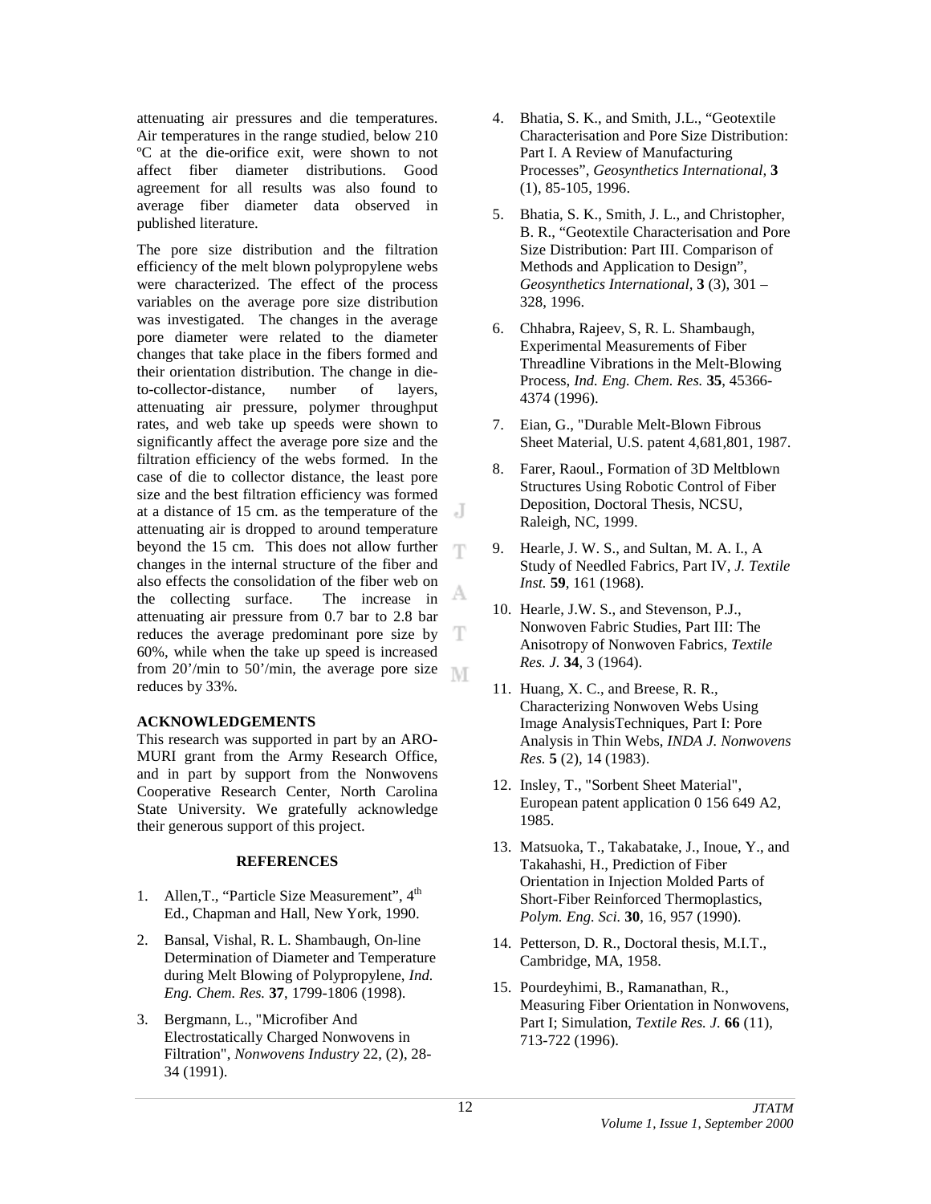attenuating air pressures and die temperatures. Air temperatures in the range studied, below 210 ºC at the die-orifice exit, were shown to not affect fiber diameter distributions. Good agreement for all results was also found to average fiber diameter data observed in published literature.

The pore size distribution and the filtration efficiency of the melt blown polypropylene webs were characterized. The effect of the process variables on the average pore size distribution was investigated. The changes in the average pore diameter were related to the diameter changes that take place in the fibers formed and their orientation distribution. The change in die-to-collector-distance, number of layers, attenuating air pressure, polymer throughput rates, and web take up speeds were shown to significantly affect the average pore size and the filtration efficiency of the webs formed. In the case of die to collector distance, the least pore size and the best filtration efficiency was formed at a distance of 15 cm. as the temperature of the attenuating air is dropped to around temperature beyond the 15 cm. This does not allow further changes in the internal structure of the fiber and also effects the consolidation of the fiber web on the collecting surface. The increase in attenuating air pressure from 0.7 bar to 2.8 bar reduces the average predominant pore size by 60%, while when the take up speed is increased from 20'/min to 50'/min, the average pore size reduces by 33%.

**ACKNOWLEDGEMENTS**

This research was supported in part by an ARO-MURI grant from the Army Research Office, and in part by support from the Nonwovens Cooperative Research Center, North Carolina State University. We gratefully acknowledge their generous support of this project.

**REFERENCES**

1. Allen,T., "Particle Size Measurement", 4th Ed., Chapman and Hall, New York, 1990.
2. Bansal, Vishal, R. L. Shambaugh, On-line Determination of Diameter and Temperature during Melt Blowing of Polypropylene, *Ind. Eng. Chem. Res.* **37**, 1799-1806 (1998).
3. Bergmann, L., "Microfiber And Electrostatically Charged Nonwovens in Filtration", *Nonwovens Industry* 22, (2), 28-34 (1991).
4. Bhatia, S. K., and Smith, J.L., "Geotextile Characterisation and Pore Size Distribution: Part I. A Review of Manufacturing Processes", *Geosynthetics International,* **3** (1), 85-105, 1996.
5. Bhatia, S. K., Smith, J. L., and Christopher, B. R., "Geotextile Characterisation and Pore Size Distribution: Part III. Comparison of Methods and Application to Design", *Geosynthetics International,* **3** (3), 301 – 328, 1996.
6. Chhabra, Rajeev, S, R. L. Shambaugh, Experimental Measurements of Fiber Threadline Vibrations in the Melt-Blowing Process, *Ind. Eng. Chem. Res.* **35**, 45366-4374 (1996).
7. Eian, G., "Durable Melt-Blown Fibrous Sheet Material, U.S. patent 4,681,801, 1987.
8. Farer, Raoul., Formation of 3D Meltblown Structures Using Robotic Control of Fiber Deposition, Doctoral Thesis, NCSU, Raleigh, NC, 1999.
9. Hearle, J. W. S., and Sultan, M. A. I., A Study of Needled Fabrics, Part IV, *J. Textile Inst.* **59**, 161 (1968).
10. Hearle, J.W. S., and Stevenson, P.J., Nonwoven Fabric Studies, Part III: The Anisotropy of Nonwoven Fabrics, *Textile Res. J.* **34**, 3 (1964).
11. Huang, X. C., and Breese, R. R., Characterizing Nonwoven Webs Using Image AnalysisTechniques, Part I: Pore Analysis in Thin Webs, *INDA J. Nonwovens Res.* **5** (2), 14 (1983).
12. Insley, T., "Sorbent Sheet Material", European patent application 0 156 649 A2, 1985.
13. Matsuoka, T., Takabatake, J., Inoue, Y., and Takahashi, H., Prediction of Fiber Orientation in Injection Molded Parts of Short-Fiber Reinforced Thermoplastics, *Polym. Eng. Sci.* **30**, 16, 957 (1990).
14. Petterson, D. R., Doctoral thesis, M.I.T., Cambridge, MA, 1958.
15. Pourdeyhimi, B., Ramanathan, R., Measuring Fiber Orientation in Nonwovens, Part I; Simulation, *Textile Res. J.* **66** (11), 713-722 (1996).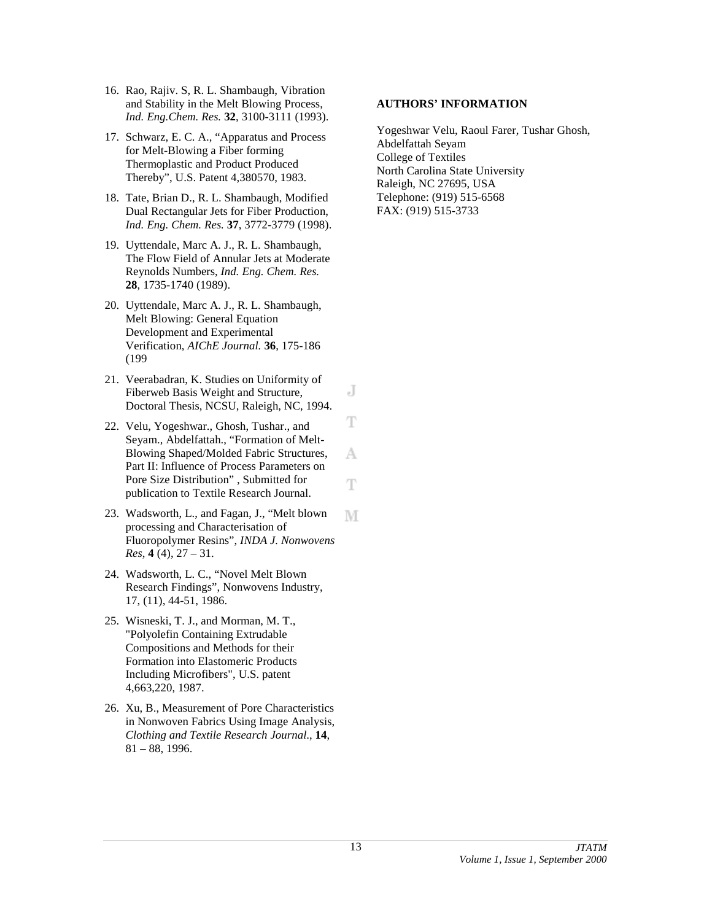16. Rao, Rajiv. S, R. L. Shambaugh, Vibration and Stability in the Melt Blowing Process, *Ind. Eng.Chem. Res.* **32**, 3100-3111 (1993).

17. Schwarz, E. C. A., "Apparatus and Process for Melt-Blowing a Fiber forming Thermoplastic and Product Produced Thereby", U.S. Patent 4,380570, 1983.

18. Tate, Brian D., R. L. Shambaugh, Modified Dual Rectangular Jets for Fiber Production, *Ind. Eng. Chem. Res.* **37**, 3772-3779 (1998).

19. Uyttendale, Marc A. J., R. L. Shambaugh, The Flow Field of Annular Jets at Moderate Reynolds Numbers, *Ind. Eng. Chem. Res.* **28**, 1735-1740 (1989).

20. Uyttendale, Marc A. J., R. L. Shambaugh, Melt Blowing: General Equation Development and Experimental Verification, *AIChE Journal.* **36**, 175-186 (199

21. Veerabadran, K. Studies on Uniformity of Fiberweb Basis Weight and Structure, Doctoral Thesis, NCSU, Raleigh, NC, 1994.

22. Velu, Yogeshwar., Ghosh, Tushar., and Seyam., Abdelfattah., "Formation of Melt-Blowing Shaped/Molded Fabric Structures, Part II: Influence of Process Parameters on Pore Size Distribution" , Submitted for publication to Textile Research Journal.

23. Wadsworth, L., and Fagan, J., "Melt blown processing and Characterisation of Fluoropolymer Resins", *INDA J. Nonwovens Res*, **4** (4), 27 – 31.

24. Wadsworth, L. C., "Novel Melt Blown Research Findings", Nonwovens Industry, 17, (11), 44-51, 1986.

25. Wisneski, T. J., and Morman, M. T., "Polyolefin Containing Extrudable Compositions and Methods for their Formation into Elastomeric Products Including Microfibers", U.S. patent 4,663,220, 1987.

26. Xu, B., Measurement of Pore Characteristics in Nonwoven Fabrics Using Image Analysis, *Clothing and Textile Research Journal.*, **14**, 81 – 88, 1996.

**AUTHORS' INFORMATION**

Yogeshwar Velu, Raoul Farer, Tushar Ghosh, Abdelfattah Seyam
College of Textiles
North Carolina State University
Raleigh, NC 27695, USA
Telephone: (919) 515-6568
FAX: (919) 515-3733